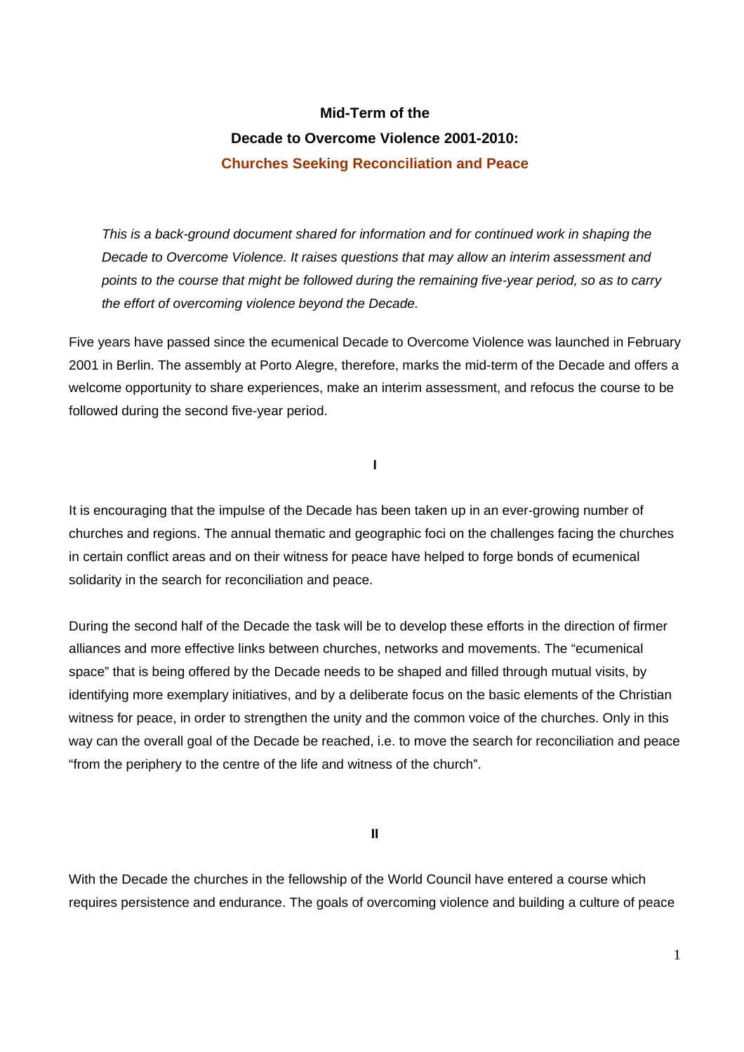# Mid-Term of the Decade to Overcome Violence 2001-2010: Churches Seeking Reconciliation and Peace

*This is a back-ground document shared for information and for continued work in shaping the Decade to Overcome Violence. It raises questions that may allow an interim assessment and points to the course that might be followed during the remaining five-year period, so as to carry the effort of overcoming violence beyond the Decade.*

Five years have passed since the ecumenical Decade to Overcome Violence was launched in February 2001 in Berlin. The assembly at Porto Alegre, therefore, marks the mid-term of the Decade and offers a welcome opportunity to share experiences, make an interim assessment, and refocus the course to be followed during the second five-year period.

## I

It is encouraging that the impulse of the Decade has been taken up in an ever-growing number of churches and regions. The annual thematic and geographic foci on the challenges facing the churches in certain conflict areas and on their witness for peace have helped to forge bonds of ecumenical solidarity in the search for reconciliation and peace.

During the second half of the Decade the task will be to develop these efforts in the direction of firmer alliances and more effective links between churches, networks and movements. The "ecumenical space" that is being offered by the Decade needs to be shaped and filled through mutual visits, by identifying more exemplary initiatives, and by a deliberate focus on the basic elements of the Christian witness for peace, in order to strengthen the unity and the common voice of the churches. Only in this way can the overall goal of the Decade be reached, i.e. to move the search for reconciliation and peace "from the periphery to the centre of the life and witness of the church".

## II

With the Decade the churches in the fellowship of the World Council have entered a course which requires persistence and endurance. The goals of overcoming violence and building a culture of peace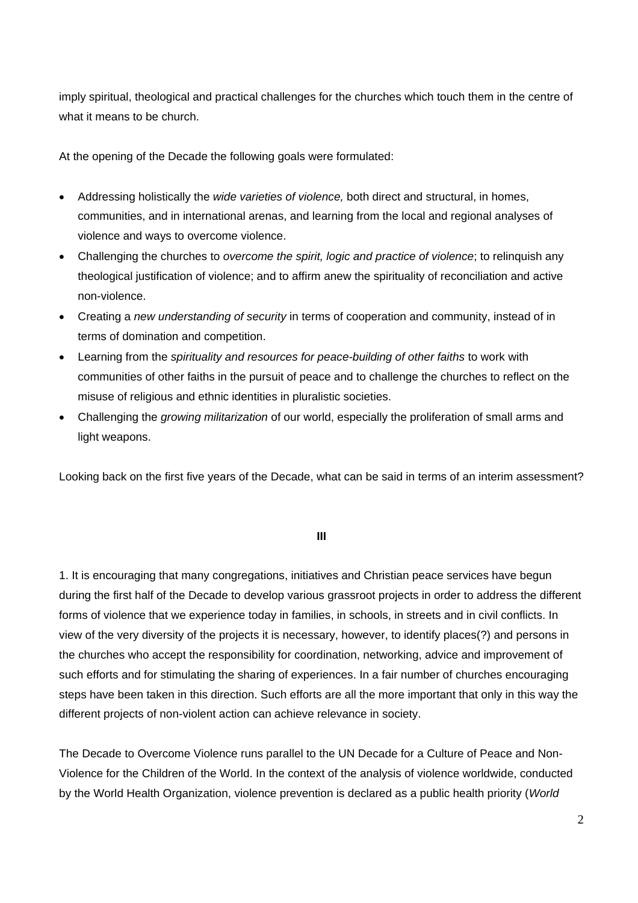imply spiritual, theological and practical challenges for the churches which touch them in the centre of what it means to be church.

At the opening of the Decade the following goals were formulated:

- Addressing holistically the *wide varieties of violence,* both direct and structural, in homes, communities, and in international arenas, and learning from the local and regional analyses of violence and ways to overcome violence.
- Challenging the churches to *overcome the spirit, logic and practice of violence*; to relinquish any theological justification of violence; and to affirm anew the spirituality of reconciliation and active non-violence.
- Creating a *new understanding of security* in terms of cooperation and community, instead of in terms of domination and competition.
- Learning from the *spirituality and resources for peace-building of other faiths* to work with communities of other faiths in the pursuit of peace and to challenge the churches to reflect on the misuse of religious and ethnic identities in pluralistic societies.
- Challenging the *growing militarization* of our world, especially the proliferation of small arms and light weapons.

Looking back on the first five years of the Decade, what can be said in terms of an interim assessment?

## III

1. It is encouraging that many congregations, initiatives and Christian peace services have begun during the first half of the Decade to develop various grassroot projects in order to address the different forms of violence that we experience today in families, in schools, in streets and in civil conflicts. In view of the very diversity of the projects it is necessary, however, to identify places(?) and persons in the churches who accept the responsibility for coordination, networking, advice and improvement of such efforts and for stimulating the sharing of experiences. In a fair number of churches encouraging steps have been taken in this direction. Such efforts are all the more important that only in this way the different projects of non-violent action can achieve relevance in society.

The Decade to Overcome Violence runs parallel to the UN Decade for a Culture of Peace and Non-Violence for the Children of the World. In the context of the analysis of violence worldwide, conducted by the World Health Organization, violence prevention is declared as a public health priority (*World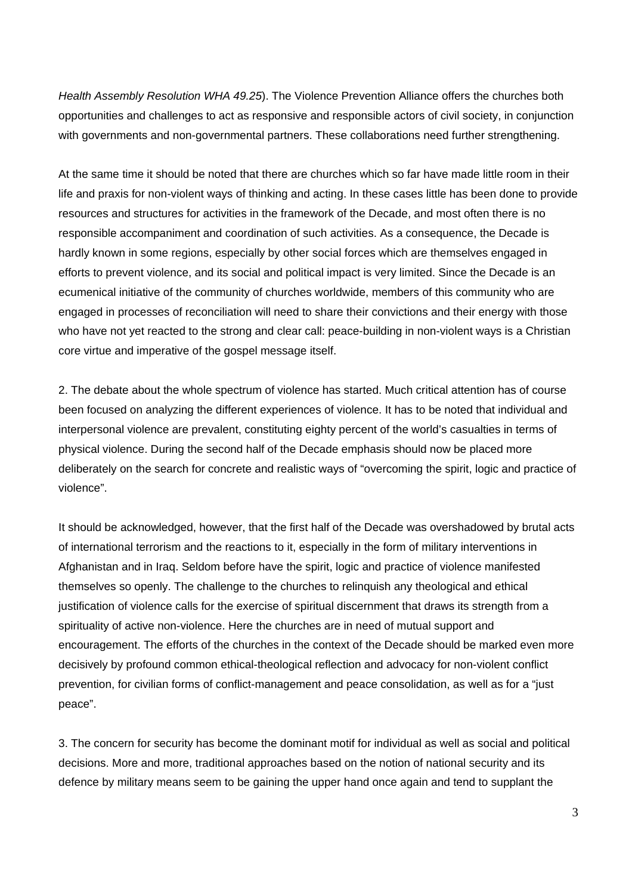*Health Assembly Resolution WHA 49.25*). The Violence Prevention Alliance offers the churches both opportunities and challenges to act as responsive and responsible actors of civil society, in conjunction with governments and non-governmental partners. These collaborations need further strengthening.

At the same time it should be noted that there are churches which so far have made little room in their life and praxis for non-violent ways of thinking and acting. In these cases little has been done to provide resources and structures for activities in the framework of the Decade, and most often there is no responsible accompaniment and coordination of such activities. As a consequence, the Decade is hardly known in some regions, especially by other social forces which are themselves engaged in efforts to prevent violence, and its social and political impact is very limited. Since the Decade is an ecumenical initiative of the community of churches worldwide, members of this community who are engaged in processes of reconciliation will need to share their convictions and their energy with those who have not yet reacted to the strong and clear call: peace-building in non-violent ways is a Christian core virtue and imperative of the gospel message itself.

2. The debate about the whole spectrum of violence has started. Much critical attention has of course been focused on analyzing the different experiences of violence. It has to be noted that individual and interpersonal violence are prevalent, constituting eighty percent of the world's casualties in terms of physical violence. During the second half of the Decade emphasis should now be placed more deliberately on the search for concrete and realistic ways of "overcoming the spirit, logic and practice of violence".

It should be acknowledged, however, that the first half of the Decade was overshadowed by brutal acts of international terrorism and the reactions to it, especially in the form of military interventions in Afghanistan and in Iraq. Seldom before have the spirit, logic and practice of violence manifested themselves so openly. The challenge to the churches to relinquish any theological and ethical justification of violence calls for the exercise of spiritual discernment that draws its strength from a spirituality of active non-violence. Here the churches are in need of mutual support and encouragement. The efforts of the churches in the context of the Decade should be marked even more decisively by profound common ethical-theological reflection and advocacy for non-violent conflict prevention, for civilian forms of conflict-management and peace consolidation, as well as for a "just peace".

3. The concern for security has become the dominant motif for individual as well as social and political decisions. More and more, traditional approaches based on the notion of national security and its defence by military means seem to be gaining the upper hand once again and tend to supplant the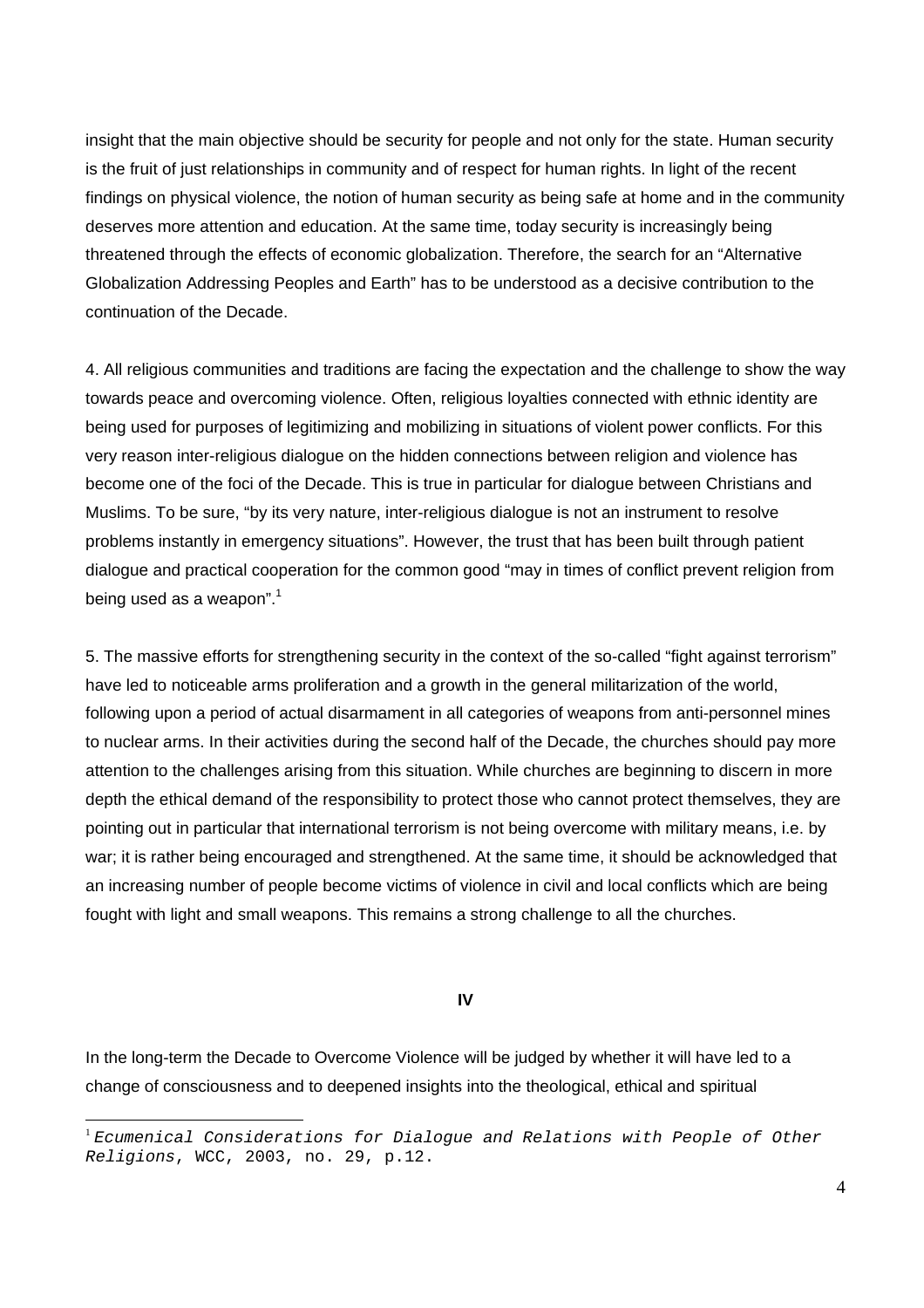insight that the main objective should be security for people and not only for the state. Human security is the fruit of just relationships in community and of respect for human rights. In light of the recent findings on physical violence, the notion of human security as being safe at home and in the community deserves more attention and education. At the same time, today security is increasingly being threatened through the effects of economic globalization. Therefore, the search for an "Alternative Globalization Addressing Peoples and Earth" has to be understood as a decisive contribution to the continuation of the Decade.

4. All religious communities and traditions are facing the expectation and the challenge to show the way towards peace and overcoming violence. Often, religious loyalties connected with ethnic identity are being used for purposes of legitimizing and mobilizing in situations of violent power conflicts. For this very reason inter-religious dialogue on the hidden connections between religion and violence has become one of the foci of the Decade. This is true in particular for dialogue between Christians and Muslims. To be sure, "by its very nature, inter-religious dialogue is not an instrument to resolve problems instantly in emergency situations". However, the trust that has been built through patient dialogue and practical cooperation for the common good "may in times of conflict prevent religion from being used as a weapon".[1]

5. The massive efforts for strengthening security in the context of the so-called "fight against terrorism" have led to noticeable arms proliferation and a growth in the general militarization of the world, following upon a period of actual disarmament in all categories of weapons from anti-personnel mines to nuclear arms. In their activities during the second half of the Decade, the churches should pay more attention to the challenges arising from this situation. While churches are beginning to discern in more depth the ethical demand of the responsibility to protect those who cannot protect themselves, they are pointing out in particular that international terrorism is not being overcome with military means, i.e. by war; it is rather being encouraged and strengthened. At the same time, it should be acknowledged that an increasing number of people become victims of violence in civil and local conflicts which are being fought with light and small weapons. This remains a strong challenge to all the churches.

## IV

In the long-term the Decade to Overcome Violence will be judged by whether it will have led to a change of consciousness and to deepened insights into the theological, ethical and spiritual

---

[1] *Ecumenical Considerations for Dialogue and Relations with People of Other Religions*, WCC, 2003, no. 29, p.12.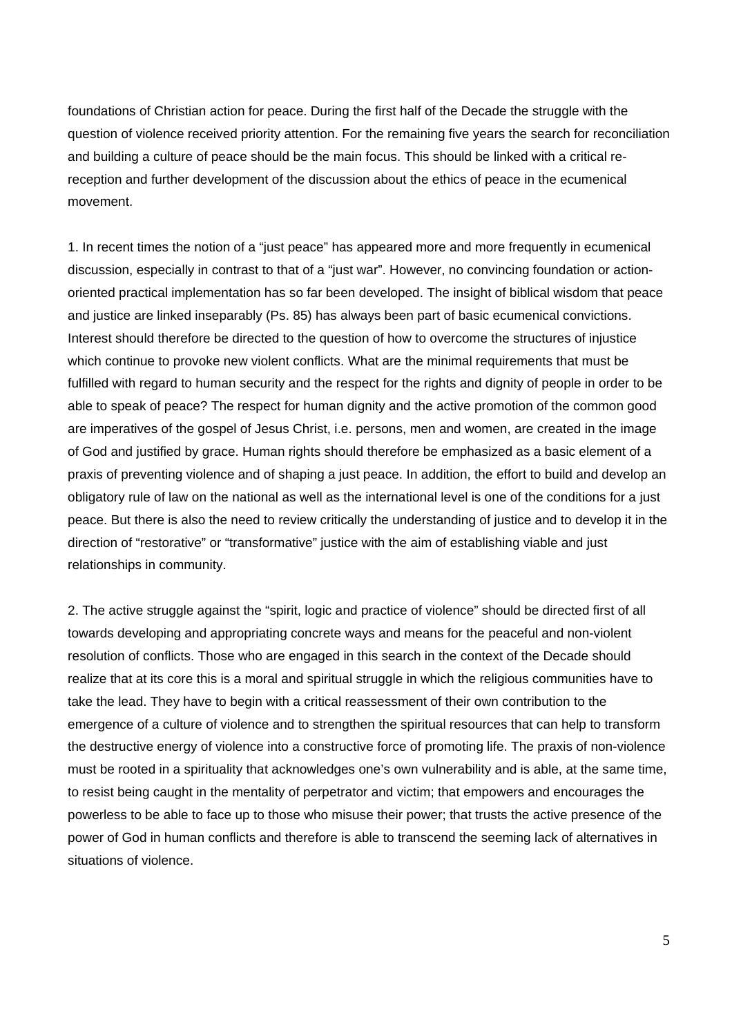foundations of Christian action for peace. During the first half of the Decade the struggle with the question of violence received priority attention. For the remaining five years the search for reconciliation and building a culture of peace should be the main focus. This should be linked with a critical re-reception and further development of the discussion about the ethics of peace in the ecumenical movement.

1. In recent times the notion of a "just peace" has appeared more and more frequently in ecumenical discussion, especially in contrast to that of a "just war". However, no convincing foundation or action-oriented practical implementation has so far been developed. The insight of biblical wisdom that peace and justice are linked inseparably (Ps. 85) has always been part of basic ecumenical convictions. Interest should therefore be directed to the question of how to overcome the structures of injustice which continue to provoke new violent conflicts. What are the minimal requirements that must be fulfilled with regard to human security and the respect for the rights and dignity of people in order to be able to speak of peace? The respect for human dignity and the active promotion of the common good are imperatives of the gospel of Jesus Christ, i.e. persons, men and women, are created in the image of God and justified by grace. Human rights should therefore be emphasized as a basic element of a praxis of preventing violence and of shaping a just peace. In addition, the effort to build and develop an obligatory rule of law on the national as well as the international level is one of the conditions for a just peace. But there is also the need to review critically the understanding of justice and to develop it in the direction of "restorative" or "transformative" justice with the aim of establishing viable and just relationships in community.

2. The active struggle against the "spirit, logic and practice of violence" should be directed first of all towards developing and appropriating concrete ways and means for the peaceful and non-violent resolution of conflicts. Those who are engaged in this search in the context of the Decade should realize that at its core this is a moral and spiritual struggle in which the religious communities have to take the lead. They have to begin with a critical reassessment of their own contribution to the emergence of a culture of violence and to strengthen the spiritual resources that can help to transform the destructive energy of violence into a constructive force of promoting life. The praxis of non-violence must be rooted in a spirituality that acknowledges one's own vulnerability and is able, at the same time, to resist being caught in the mentality of perpetrator and victim; that empowers and encourages the powerless to be able to face up to those who misuse their power; that trusts the active presence of the power of God in human conflicts and therefore is able to transcend the seeming lack of alternatives in situations of violence.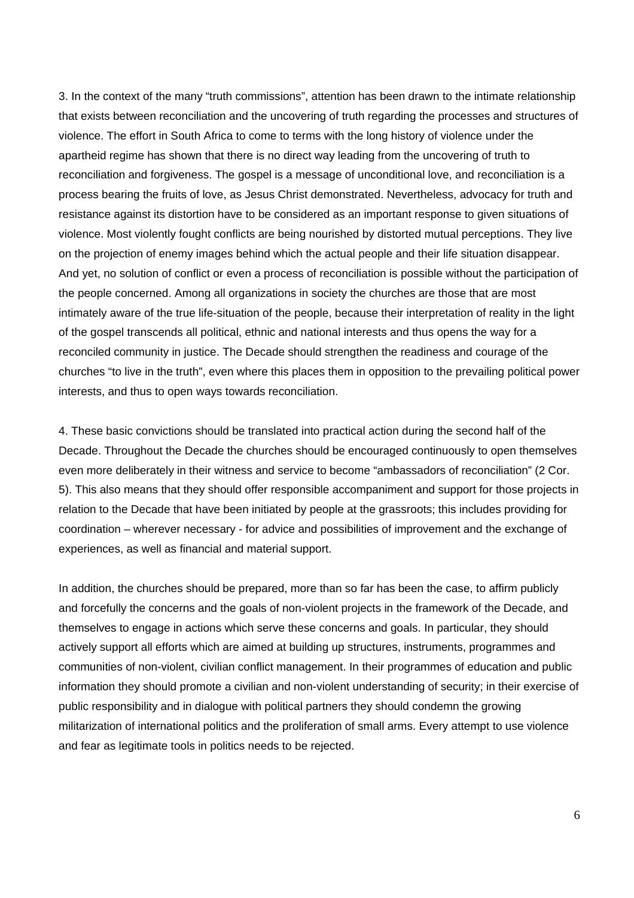3. In the context of the many "truth commissions", attention has been drawn to the intimate relationship that exists between reconciliation and the uncovering of truth regarding the processes and structures of violence. The effort in South Africa to come to terms with the long history of violence under the apartheid regime has shown that there is no direct way leading from the uncovering of truth to reconciliation and forgiveness. The gospel is a message of unconditional love, and reconciliation is a process bearing the fruits of love, as Jesus Christ demonstrated. Nevertheless, advocacy for truth and resistance against its distortion have to be considered as an important response to given situations of violence. Most violently fought conflicts are being nourished by distorted mutual perceptions. They live on the projection of enemy images behind which the actual people and their life situation disappear. And yet, no solution of conflict or even a process of reconciliation is possible without the participation of the people concerned. Among all organizations in society the churches are those that are most intimately aware of the true life-situation of the people, because their interpretation of reality in the light of the gospel transcends all political, ethnic and national interests and thus opens the way for a reconciled community in justice. The Decade should strengthen the readiness and courage of the churches "to live in the truth", even where this places them in opposition to the prevailing political power interests, and thus to open ways towards reconciliation.

4. These basic convictions should be translated into practical action during the second half of the Decade. Throughout the Decade the churches should be encouraged continuously to open themselves even more deliberately in their witness and service to become "ambassadors of reconciliation" (2 Cor. 5). This also means that they should offer responsible accompaniment and support for those projects in relation to the Decade that have been initiated by people at the grassroots; this includes providing for coordination – wherever necessary - for advice and possibilities of improvement and the exchange of experiences, as well as financial and material support.

In addition, the churches should be prepared, more than so far has been the case, to affirm publicly and forcefully the concerns and the goals of non-violent projects in the framework of the Decade, and themselves to engage in actions which serve these concerns and goals. In particular, they should actively support all efforts which are aimed at building up structures, instruments, programmes and communities of non-violent, civilian conflict management. In their programmes of education and public information they should promote a civilian and non-violent understanding of security; in their exercise of public responsibility and in dialogue with political partners they should condemn the growing militarization of international politics and the proliferation of small arms. Every attempt to use violence and fear as legitimate tools in politics needs to be rejected.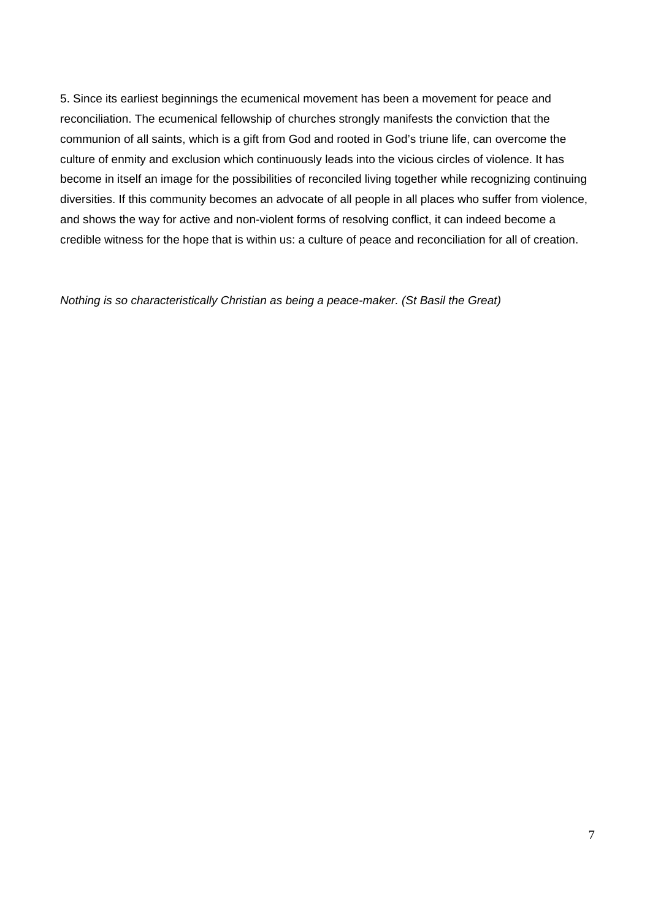5. Since its earliest beginnings the ecumenical movement has been a movement for peace and reconciliation. The ecumenical fellowship of churches strongly manifests the conviction that the communion of all saints, which is a gift from God and rooted in God's triune life, can overcome the culture of enmity and exclusion which continuously leads into the vicious circles of violence. It has become in itself an image for the possibilities of reconciled living together while recognizing continuing diversities. If this community becomes an advocate of all people in all places who suffer from violence, and shows the way for active and non-violent forms of resolving conflict, it can indeed become a credible witness for the hope that is within us: a culture of peace and reconciliation for all of creation.

*Nothing is so characteristically Christian as being a peace-maker. (St Basil the Great)*